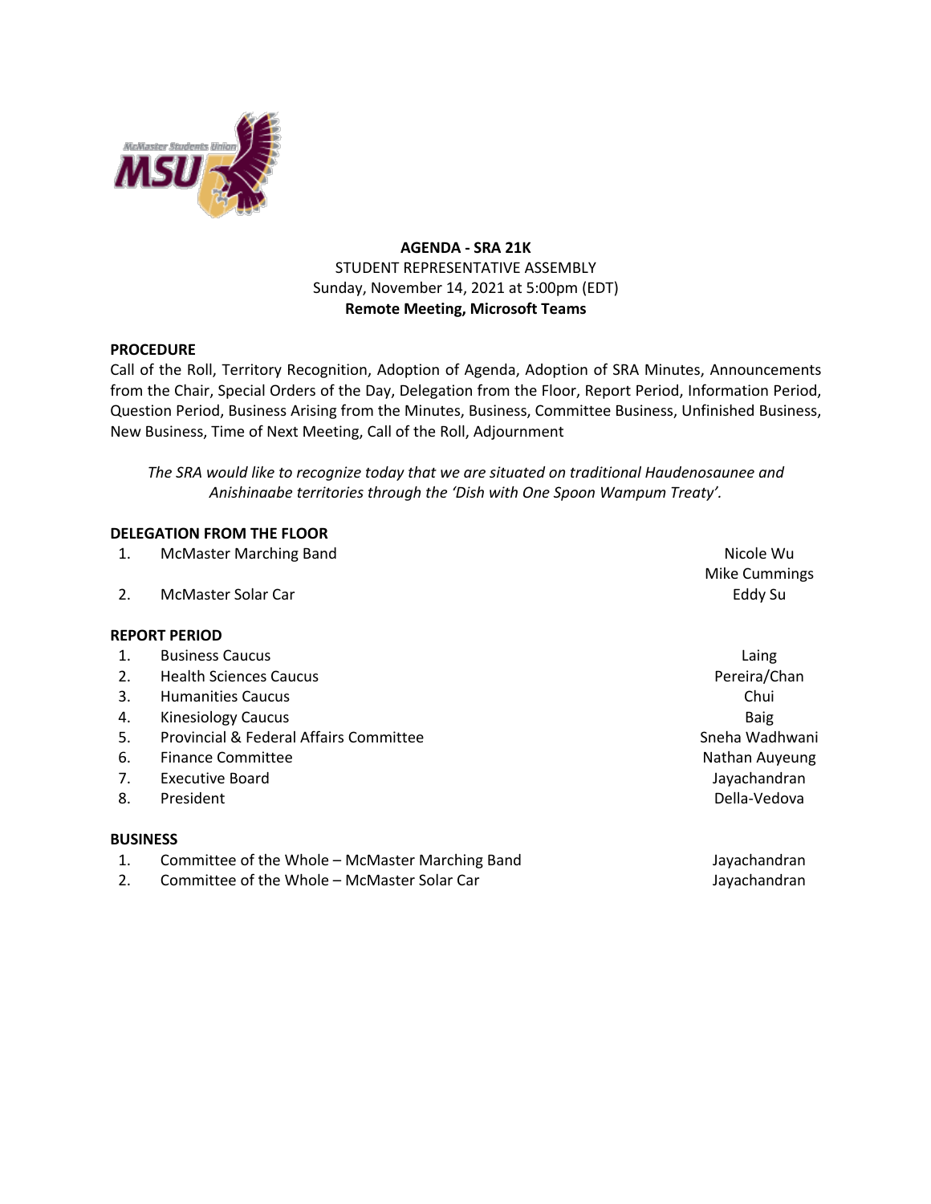**AGENDA - SRA 21K**

STUDENT REPRESENTATIVE ASSEMBLY

Sunday, November 14, 2021 at 5:00pm (EDT)

**Remote Meeting, Microsoft Teams**

**PROCEDURE**

Call of the Roll, Territory Recognition, Adoption of Agenda, Adoption of SRA Minutes, Announcements from the Chair, Special Orders of the Day, Delegation from the Floor, Report Period, Information Period, Question Period, Business Arising from the Minutes, Business, Committee Business, Unfinished Business, New Business, Time of Next Meeting, Call of the Roll, Adjournment

*The SRA would like to recognize today that we are situated on traditional Haudenosaunee and Anishinaabe territories through the 'Dish with One Spoon Wampum Treaty'.*

**DELEGATION FROM THE FLOOR**

1. McMaster Marching Band — Nicole Wu, Mike Cummings
2. McMaster Solar Car — Eddy Su

**REPORT PERIOD**

1. Business Caucus — Laing
2. Health Sciences Caucus — Pereira/Chan
3. Humanities Caucus — Chui
4. Kinesiology Caucus — Baig
5. Provincial & Federal Affairs Committee — Sneha Wadhwani
6. Finance Committee — Nathan Auyeung
7. Executive Board — Jayachandran
8. President — Della-Vedova

**BUSINESS**

1. Committee of the Whole – McMaster Marching Band — Jayachandran
2. Committee of the Whole – McMaster Solar Car — Jayachandran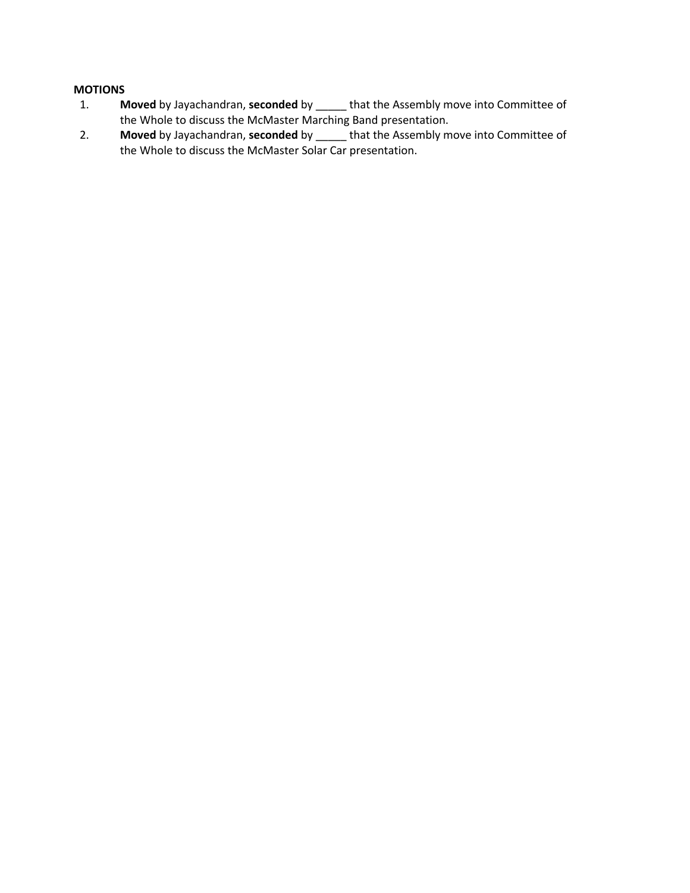**MOTIONS**

1. **Moved** by Jayachandran, **seconded** by _____ that the Assembly move into Committee of the Whole to discuss the McMaster Marching Band presentation.
2. **Moved** by Jayachandran, **seconded** by _____ that the Assembly move into Committee of the Whole to discuss the McMaster Solar Car presentation.